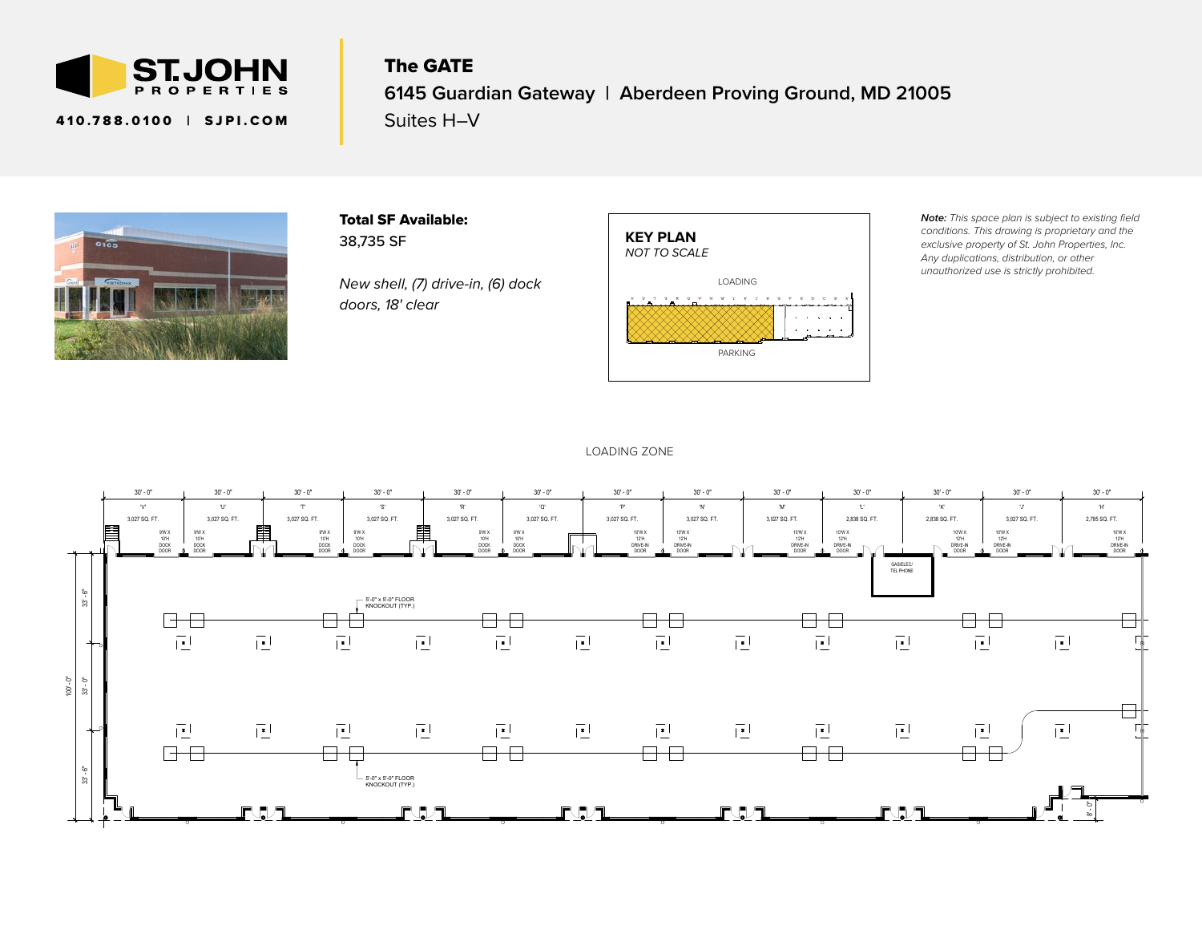# ST. JOHN PROPERTIES

410.788.0100 | SJPI.COM

## The GATE

**6145 Guardian Gateway | Aberdeen Proving Ground, MD 21005**

Suites H–V

**Total SF Available:**
38,735 SF

*New shell, (7) drive-in, (6) dock doors, 18' clear*

**KEY PLAN**
*NOT TO SCALE*

LOADING

PARKING

***Note:*** *This space plan is subject to existing field conditions. This drawing is proprietary and the exclusive property of St. John Properties, Inc. Any duplications, distribution, or other unauthorized use is strictly prohibited.*

LOADING ZONE

| Suite | Width | Area | Door |
|---|---|---|---|
| 'V' | 30' - 0" | 3,027 SQ. FT. | 9'W X 10'H DOCK DOOR |
| 'U' | 30' - 0" | 3,027 SQ. FT. | 9'W X 10'H DOCK DOOR |
| 'T' | 30' - 0" | 3,027 SQ. FT. | 9'W X 10'H DOCK DOOR |
| 'S' | 30' - 0" | 3,027 SQ. FT. | 9'W X 10'H DOCK DOOR |
| 'R' | 30' - 0" | 3,027 SQ. FT. | 9'W X 10'H DOCK DOOR |
| 'Q' | 30' - 0" | 3,027 SQ. FT. | 9'W X 10'H DOCK DOOR |
| 'P' | 30' - 0" | 3,027 SQ. FT. | 10'W X 12'H DRIVE-IN DOOR |
| 'N' | 30' - 0" | 3,027 SQ. FT. | 10'W X 12'H DRIVE-IN DOOR |
| 'M' | 30' - 0" | 3,027 SQ. FT. | 10'W X 12'H DRIVE-IN DOOR |
| 'L' | 30' - 0" | 2,838 SQ. FT. | 10'W X 12'H DRIVE-IN DOOR |
| 'K' | 30' - 0" | 2,838 SQ. FT. | 10'W X 12'H DRIVE-IN DOOR |
| 'J' | 30' - 0" | 3,027 SQ. FT. | 10'W X 12'H DRIVE-IN DOOR |
| 'H' | 30' - 0" | 2,785 SQ. FT. | 10'W X 12'H DRIVE-IN DOOR |

GAS/ELEC/ TEL PHONE

5'-0" x 5'-0" FLOOR KNOCKOUT (TYP.)

5'-0" x 5'-0" FLOOR KNOCKOUT (TYP.)

100' - 0" (33' - 6", 33' - 0", 33' - 6")

8' - 0"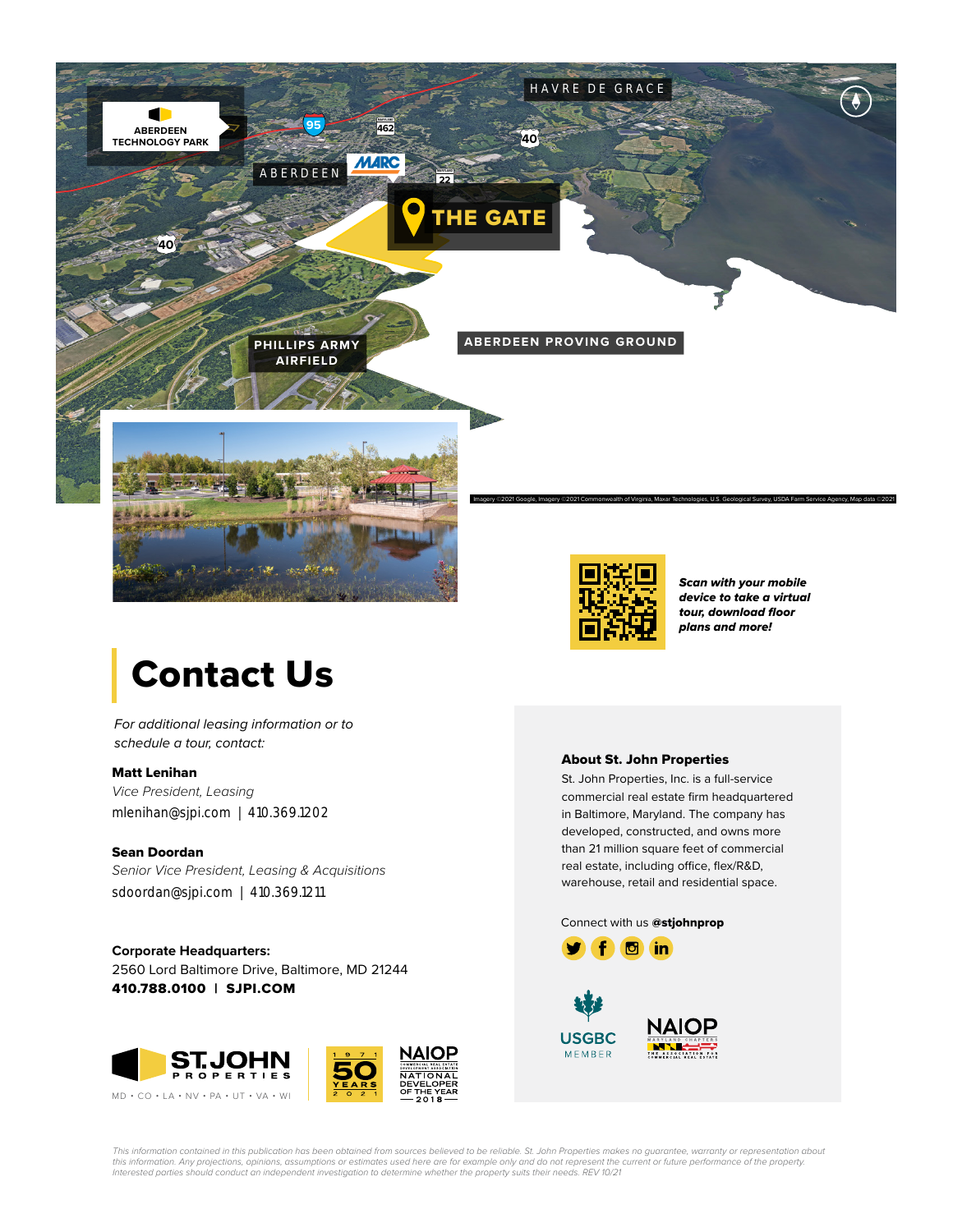ABERDEEN TECHNOLOGY PARK

HAVRE DE GRACE

ABERDEEN

THE GATE

PHILLIPS ARMY AIRFIELD

ABERDEEN PROVING GROUND

Imagery ©2021 Google, Imagery ©2021 Commonwealth of Virginia, Maxar Technologies, U.S. Geological Survey, USDA Farm Service Agency, Map data ©2021

***Scan with your mobile device to take a virtual tour, download floor plans and more!***

# Contact Us

*For additional leasing information or to schedule a tour, contact:*

**Matt Lenihan**
*Vice President, Leasing*
mlenihan@sjpi.com | 410.369.1202

**Sean Doordan**
*Senior Vice President, Leasing & Acquisitions*
sdoordan@sjpi.com | 410.369.1211

**Corporate Headquarters:**
2560 Lord Baltimore Drive, Baltimore, MD 21244
**410.788.0100 | SJPI.COM**

ST. JOHN PROPERTIES
MD • CO • LA • NV • PA • UT • VA • WI

1971 50 YEARS 2021

NAIOP NATIONAL DEVELOPER OF THE YEAR 2018

### About St. John Properties

St. John Properties, Inc. is a full-service commercial real estate firm headquartered in Baltimore, Maryland. The company has developed, constructed, and owns more than 21 million square feet of commercial real estate, including office, flex/R&D, warehouse, retail and residential space.

Connect with us **@stjohnprop**

USGBC MEMBER

NAIOP MARYLAND CHAPTERS

*This information contained in this publication has been obtained from sources believed to be reliable. St. John Properties makes no guarantee, warranty or representation about this information. Any projections, opinions, assumptions or estimates used here are for example only and do not represent the current or future performance of the property. Interested parties should conduct an independent investigation to determine whether the property suits their needs. REV 10/21*